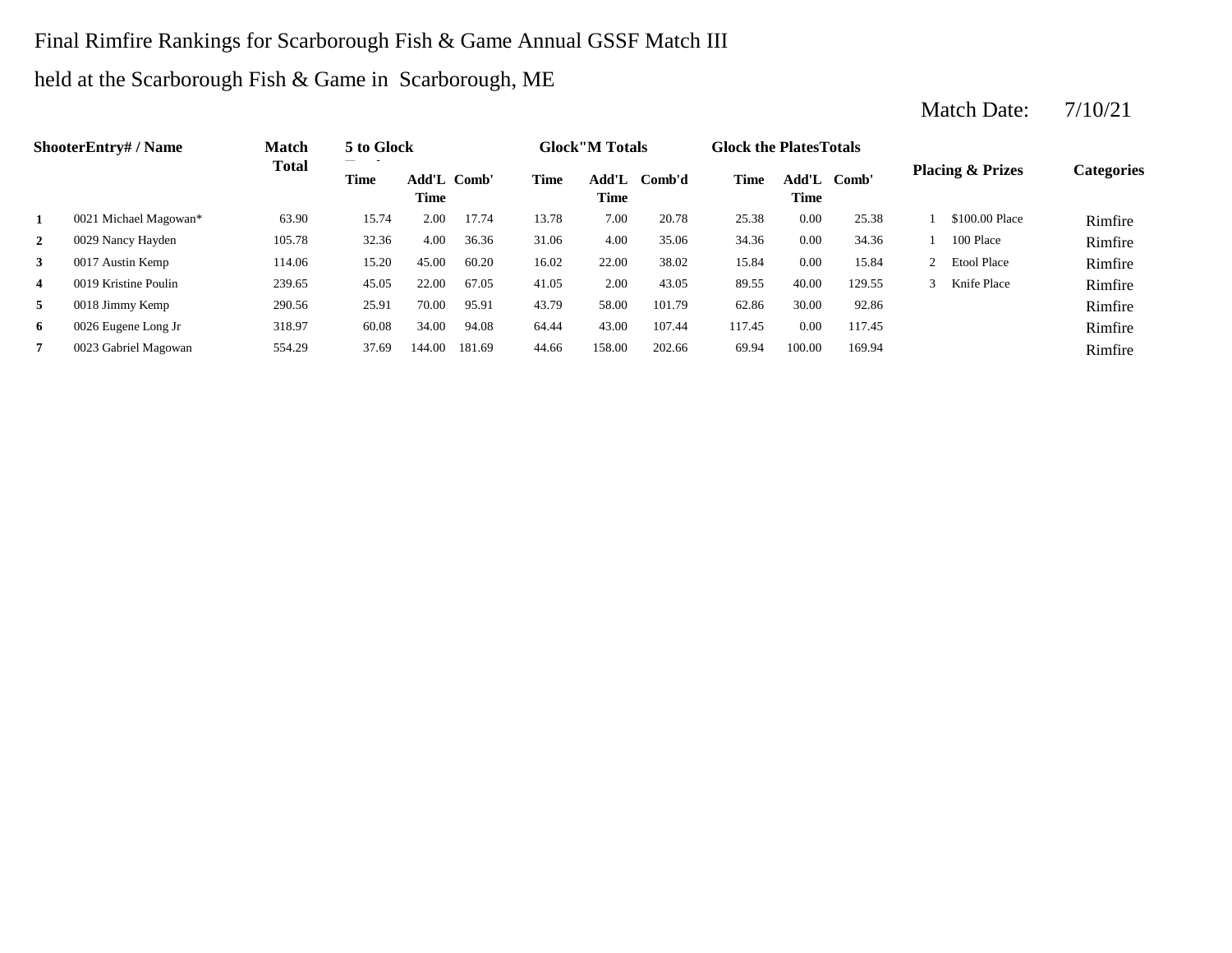Final Rimfire Rankings for Scarborough Fish & Game Annual GSSF Match III

held at the Scarborough Fish & Game in Scarborough, ME

Match Date: 7/10/21

| Shooter | Entry# / Name | Match Total | 5 to Glock | | | Glock"M Totals | | | Glock the Plates Totals | | | Placing & Prizes | | Categories |
|---|---|---|---|---|---|---|---|---|---|---|---|---|---|---|
| | | | Time | Add'L Time | Comb' | Time | Add'L Time | Comb'd | Time | Add'L Time | Comb' | | | |
| **1** | 0021 Michael Magowan* | 63.90 | 15.74 | 2.00 | 17.74 | 13.78 | 7.00 | 20.78 | 25.38 | 0.00 | 25.38 | 1 | $100.00 Place | Rimfire |
| **2** | 0029 Nancy Hayden | 105.78 | 32.36 | 4.00 | 36.36 | 31.06 | 4.00 | 35.06 | 34.36 | 0.00 | 34.36 | 1 | 100 Place | Rimfire |
| **3** | 0017 Austin Kemp | 114.06 | 15.20 | 45.00 | 60.20 | 16.02 | 22.00 | 38.02 | 15.84 | 0.00 | 15.84 | 2 | Etool Place | Rimfire |
| **4** | 0019 Kristine Poulin | 239.65 | 45.05 | 22.00 | 67.05 | 41.05 | 2.00 | 43.05 | 89.55 | 40.00 | 129.55 | 3 | Knife Place | Rimfire |
| **5** | 0018 Jimmy Kemp | 290.56 | 25.91 | 70.00 | 95.91 | 43.79 | 58.00 | 101.79 | 62.86 | 30.00 | 92.86 | | | Rimfire |
| **6** | 0026 Eugene Long Jr | 318.97 | 60.08 | 34.00 | 94.08 | 64.44 | 43.00 | 107.44 | 117.45 | 0.00 | 117.45 | | | Rimfire |
| **7** | 0023 Gabriel Magowan | 554.29 | 37.69 | 144.00 | 181.69 | 44.66 | 158.00 | 202.66 | 69.94 | 100.00 | 169.94 | | | Rimfire |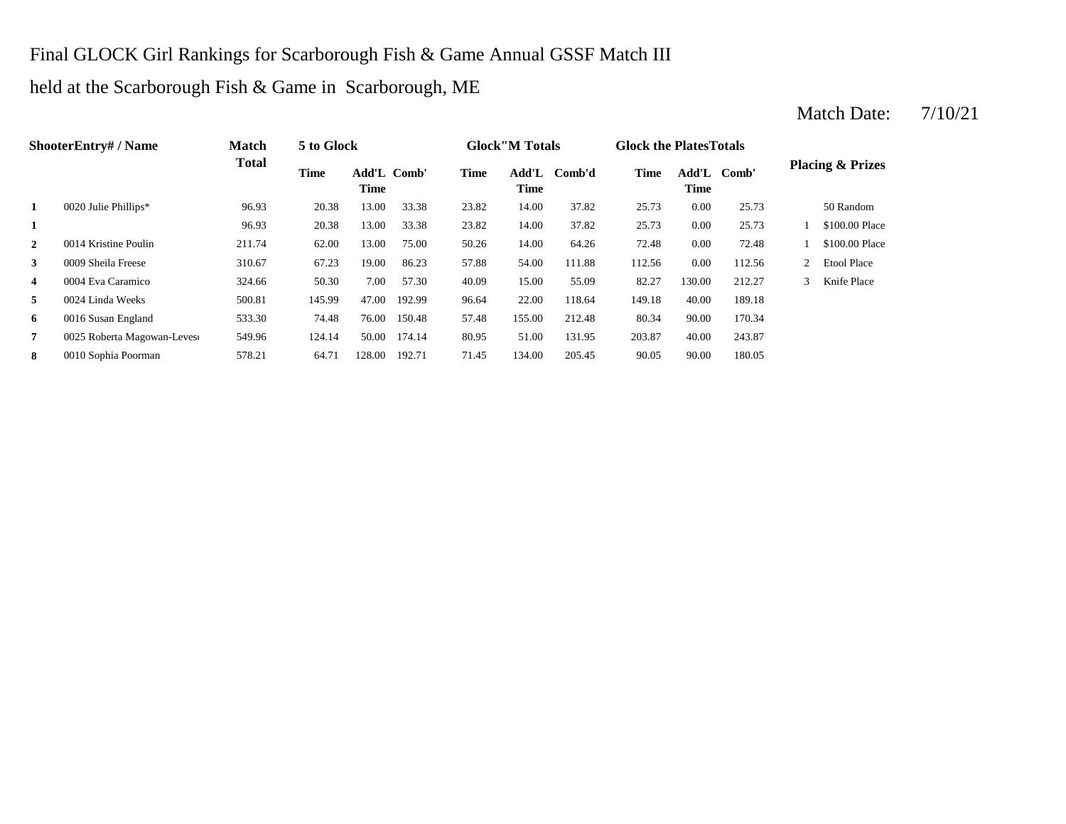Final GLOCK Girl Rankings for Scarborough Fish & Game Annual GSSF Match III

held at the Scarborough Fish & Game in Scarborough, ME

Match Date: 7/10/21

| ShooterEntry# / Name | | Match Total | 5 to Glock | | | Glock"M Totals | | | Glock the PlatesTotals | | | Placing & Prizes | |
|---|---|---|---|---|---|---|---|---|---|---|---|---|---|
| | | | Time | Add'L Time | Comb' | Time | Add'L Time | Comb'd | Time | Add'L Time | Comb' | | |
| 1 | 0020 Julie Phillips* | 96.93 | 20.38 | 13.00 | 33.38 | 23.82 | 14.00 | 37.82 | 25.73 | 0.00 | 25.73 | | 50 Random |
| 1 | | 96.93 | 20.38 | 13.00 | 33.38 | 23.82 | 14.00 | 37.82 | 25.73 | 0.00 | 25.73 | 1 | $100.00 Place |
| 2 | 0014 Kristine Poulin | 211.74 | 62.00 | 13.00 | 75.00 | 50.26 | 14.00 | 64.26 | 72.48 | 0.00 | 72.48 | 1 | $100.00 Place |
| 3 | 0009 Sheila Freese | 310.67 | 67.23 | 19.00 | 86.23 | 57.88 | 54.00 | 111.88 | 112.56 | 0.00 | 112.56 | 2 | Etool Place |
| 4 | 0004 Eva Caramico | 324.66 | 50.30 | 7.00 | 57.30 | 40.09 | 15.00 | 55.09 | 82.27 | 130.00 | 212.27 | 3 | Knife Place |
| 5 | 0024 Linda Weeks | 500.81 | 145.99 | 47.00 | 192.99 | 96.64 | 22.00 | 118.64 | 149.18 | 40.00 | 189.18 | | |
| 6 | 0016 Susan England | 533.30 | 74.48 | 76.00 | 150.48 | 57.48 | 155.00 | 212.48 | 80.34 | 90.00 | 170.34 | | |
| 7 | 0025 Roberta Magowan-Levesq | 549.96 | 124.14 | 50.00 | 174.14 | 80.95 | 51.00 | 131.95 | 203.87 | 40.00 | 243.87 | | |
| 8 | 0010 Sophia Poorman | 578.21 | 64.71 | 128.00 | 192.71 | 71.45 | 134.00 | 205.45 | 90.05 | 90.00 | 180.05 | | |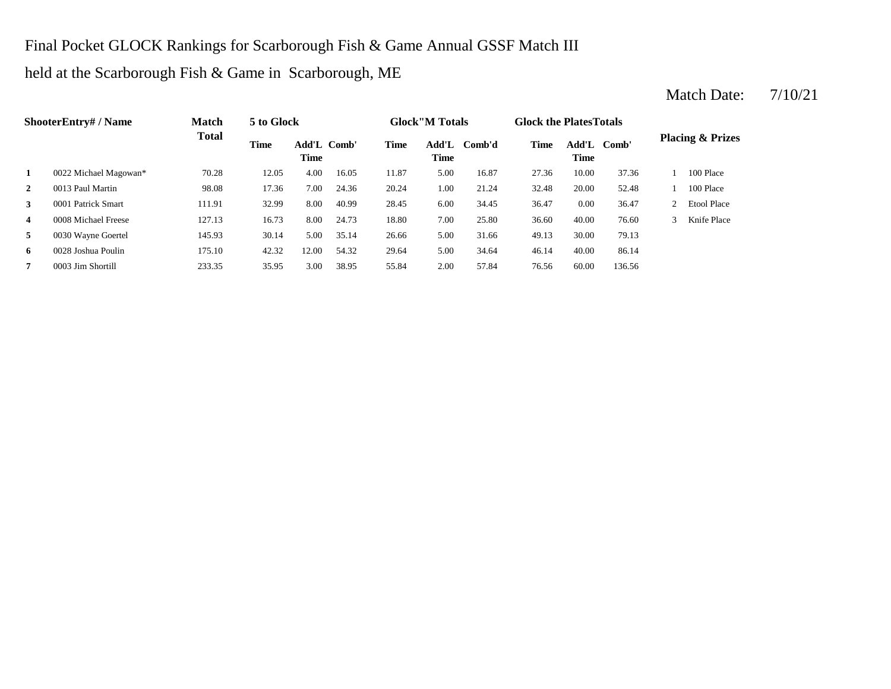Final Pocket GLOCK Rankings for Scarborough Fish & Game Annual GSSF Match III

held at the Scarborough Fish & Game in Scarborough, ME

Match Date: 7/10/21

| Shooter | Entry# / Name | Match Total | 5 to Glock | | | Glock"M Totals | | | Glock the Plates Totals | | | Placing & Prizes | |
|---|---|---|---|---|---|---|---|---|---|---|---|---|---|
| | | | Time | Add'L Time | Comb' | Time | Add'L Time | Comb'd | Time | Add'L Time | Comb' | | |
| 1 | 0022 Michael Magowan* | 70.28 | 12.05 | 4.00 | 16.05 | 11.87 | 5.00 | 16.87 | 27.36 | 10.00 | 37.36 | 1 | 100 Place |
| 2 | 0013 Paul Martin | 98.08 | 17.36 | 7.00 | 24.36 | 20.24 | 1.00 | 21.24 | 32.48 | 20.00 | 52.48 | 1 | 100 Place |
| 3 | 0001 Patrick Smart | 111.91 | 32.99 | 8.00 | 40.99 | 28.45 | 6.00 | 34.45 | 36.47 | 0.00 | 36.47 | 2 | Etool Place |
| 4 | 0008 Michael Freese | 127.13 | 16.73 | 8.00 | 24.73 | 18.80 | 7.00 | 25.80 | 36.60 | 40.00 | 76.60 | 3 | Knife Place |
| 5 | 0030 Wayne Goertel | 145.93 | 30.14 | 5.00 | 35.14 | 26.66 | 5.00 | 31.66 | 49.13 | 30.00 | 79.13 | | |
| 6 | 0028 Joshua Poulin | 175.10 | 42.32 | 12.00 | 54.32 | 29.64 | 5.00 | 34.64 | 46.14 | 40.00 | 86.14 | | |
| 7 | 0003 Jim Shortill | 233.35 | 35.95 | 3.00 | 38.95 | 55.84 | 2.00 | 57.84 | 76.56 | 60.00 | 136.56 | | |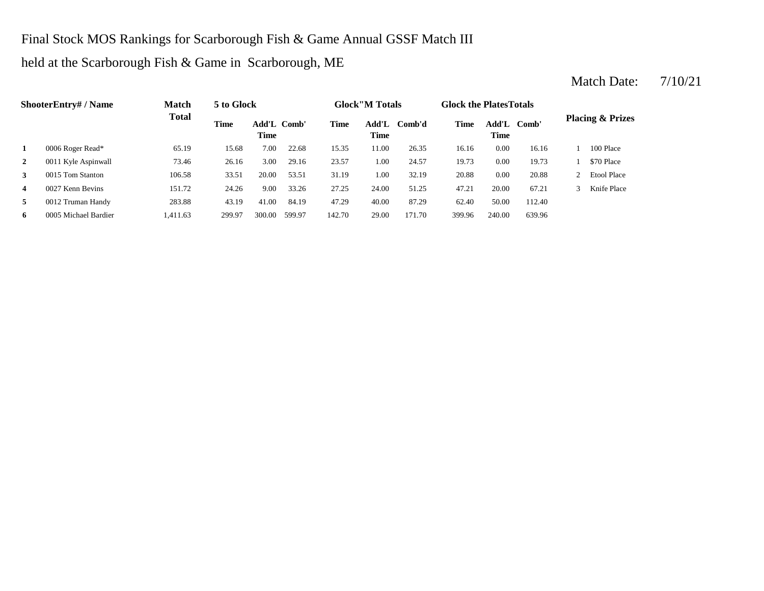Final Stock MOS Rankings for Scarborough Fish & Game Annual GSSF Match III

held at the Scarborough Fish & Game in Scarborough, ME

Match Date: 7/10/21

| Shooter | Entry# / Name | Match Total | 5 to Glock | | | Glock"M Totals | | | Glock the Plates Totals | | | Placing & Prizes | |
|---|---|---|---|---|---|---|---|---|---|---|---|---|---|
| | | | Time | Add'L Time | Comb' | Time | Add'L Time | Comb'd | Time | Add'L Time | Comb' | | |
| **1** | 0006 Roger Read* | 65.19 | 15.68 | 7.00 | 22.68 | 15.35 | 11.00 | 26.35 | 16.16 | 0.00 | 16.16 | 1 | 100 Place |
| **2** | 0011 Kyle Aspinwall | 73.46 | 26.16 | 3.00 | 29.16 | 23.57 | 1.00 | 24.57 | 19.73 | 0.00 | 19.73 | 1 | $70 Place |
| **3** | 0015 Tom Stanton | 106.58 | 33.51 | 20.00 | 53.51 | 31.19 | 1.00 | 32.19 | 20.88 | 0.00 | 20.88 | 2 | Etool Place |
| **4** | 0027 Kenn Bevins | 151.72 | 24.26 | 9.00 | 33.26 | 27.25 | 24.00 | 51.25 | 47.21 | 20.00 | 67.21 | 3 | Knife Place |
| **5** | 0012 Truman Handy | 283.88 | 43.19 | 41.00 | 84.19 | 47.29 | 40.00 | 87.29 | 62.40 | 50.00 | 112.40 | | |
| **6** | 0005 Michael Bardier | 1,411.63 | 299.97 | 300.00 | 599.97 | 142.70 | 29.00 | 171.70 | 399.96 | 240.00 | 639.96 | | |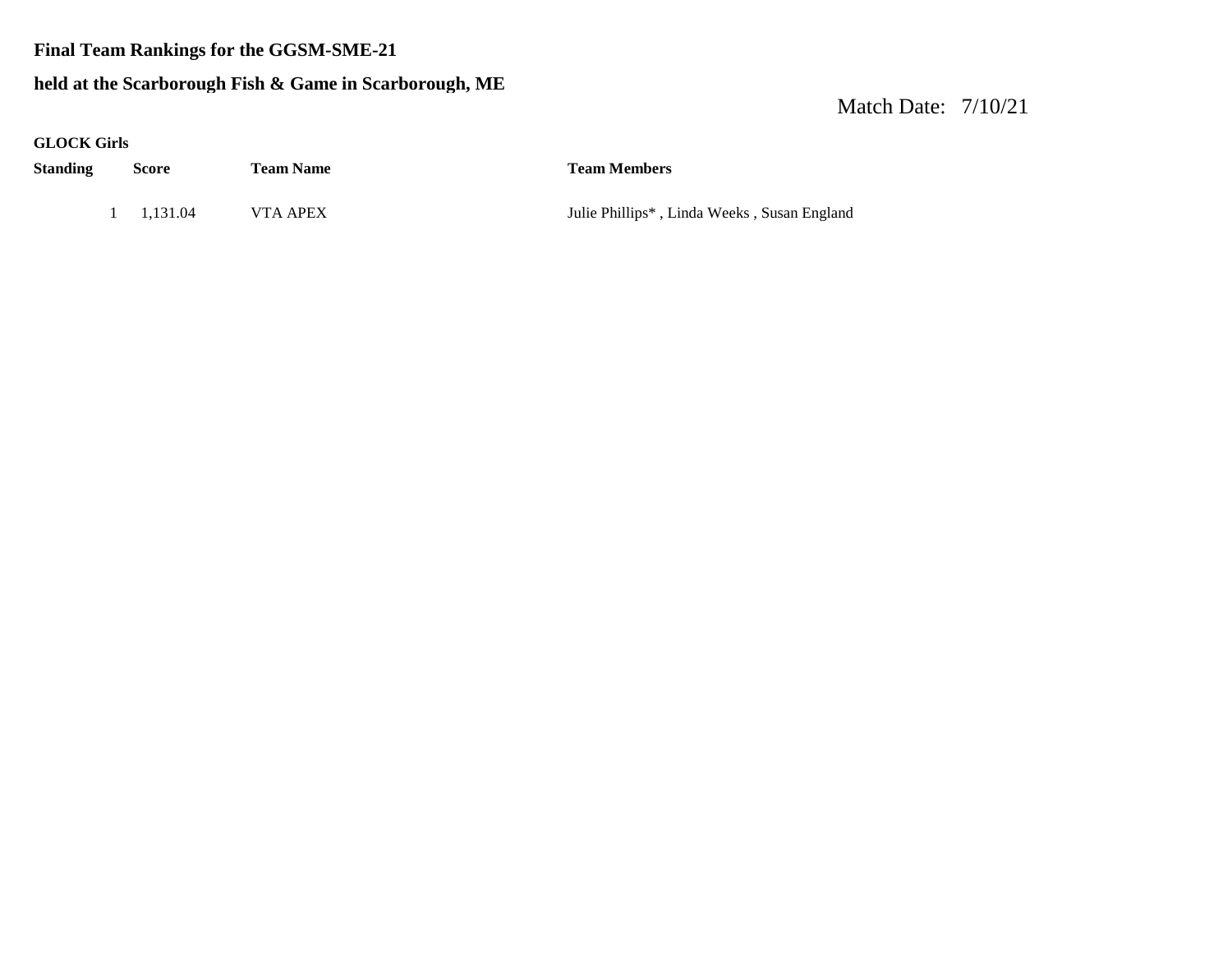**Final Team Rankings for the GGSM-SME-21**

**held at the Scarborough Fish & Game in Scarborough, ME**

Match Date: 7/10/21

**GLOCK Girls**

| Standing | Score | Team Name | Team Members |
|---|---|---|---|
| 1 | 1,131.04 | VTA APEX | Julie Phillips* , Linda Weeks , Susan England |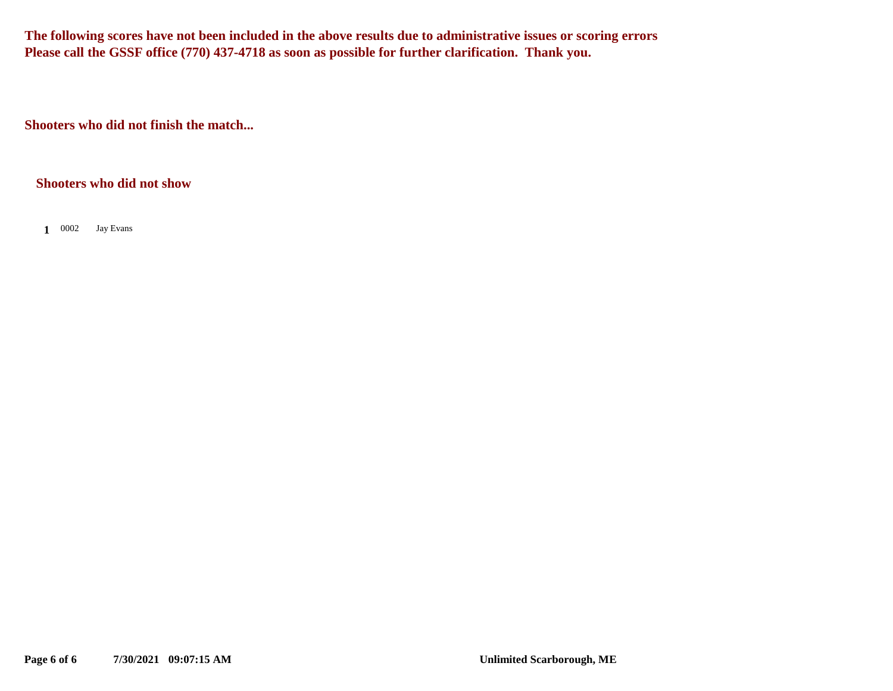**The following scores have not been included in the above results due to administrative issues or scoring errors**
**Please call the GSSF office (770) 437-4718 as soon as possible for further clarification. Thank you.**

**Shooters who did not finish the match...**

**Shooters who did not show**

**1** 0002 Jay Evans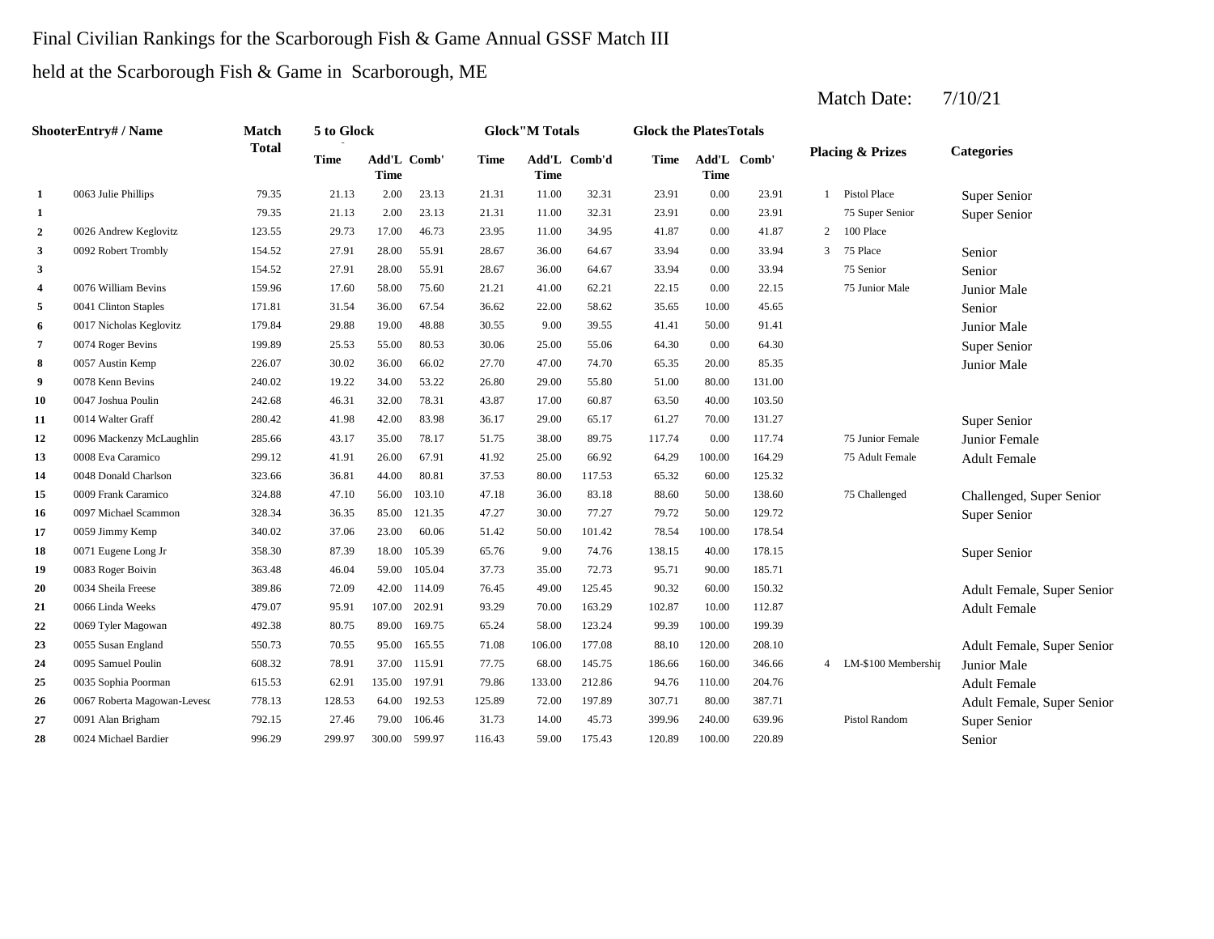Final Civilian Rankings for the Scarborough Fish & Game Annual GSSF Match III

held at the Scarborough Fish & Game in Scarborough, ME

Match Date: 7/10/21

| Shooter | Entry# / Name | Match Total | 5 to Glock Time | 5 to Glock Add'L Time | 5 to Glock Comb' | Glock"M Totals Time | Glock"M Totals Add'L Time | Glock"M Totals Comb'd | Glock the Plates Totals Time | Glock the Plates Totals Add'L Time | Glock the Plates Totals Comb' | Placing & Prizes | | Categories |
|---|---|---|---|---|---|---|---|---|---|---|---|---|---|---|
| 1 | 0063 Julie Phillips | 79.35 | 21.13 | 2.00 | 23.13 | 21.31 | 11.00 | 32.31 | 23.91 | 0.00 | 23.91 | 1 | Pistol Place | Super Senior |
| 1 | | 79.35 | 21.13 | 2.00 | 23.13 | 21.31 | 11.00 | 32.31 | 23.91 | 0.00 | 23.91 | | 75 Super Senior | Super Senior |
| 2 | 0026 Andrew Keglovitz | 123.55 | 29.73 | 17.00 | 46.73 | 23.95 | 11.00 | 34.95 | 41.87 | 0.00 | 41.87 | 2 | 100 Place | |
| 3 | 0092 Robert Trombly | 154.52 | 27.91 | 28.00 | 55.91 | 28.67 | 36.00 | 64.67 | 33.94 | 0.00 | 33.94 | 3 | 75 Place | Senior |
| 3 | | 154.52 | 27.91 | 28.00 | 55.91 | 28.67 | 36.00 | 64.67 | 33.94 | 0.00 | 33.94 | | 75 Senior | Senior |
| 4 | 0076 William Bevins | 159.96 | 17.60 | 58.00 | 75.60 | 21.21 | 41.00 | 62.21 | 22.15 | 0.00 | 22.15 | | 75 Junior Male | Junior Male |
| 5 | 0041 Clinton Staples | 171.81 | 31.54 | 36.00 | 67.54 | 36.62 | 22.00 | 58.62 | 35.65 | 10.00 | 45.65 | | | Senior |
| 6 | 0017 Nicholas Keglovitz | 179.84 | 29.88 | 19.00 | 48.88 | 30.55 | 9.00 | 39.55 | 41.41 | 50.00 | 91.41 | | | Junior Male |
| 7 | 0074 Roger Bevins | 199.89 | 25.53 | 55.00 | 80.53 | 30.06 | 25.00 | 55.06 | 64.30 | 0.00 | 64.30 | | | Super Senior |
| 8 | 0057 Austin Kemp | 226.07 | 30.02 | 36.00 | 66.02 | 27.70 | 47.00 | 74.70 | 65.35 | 20.00 | 85.35 | | | Junior Male |
| 9 | 0078 Kenn Bevins | 240.02 | 19.22 | 34.00 | 53.22 | 26.80 | 29.00 | 55.80 | 51.00 | 80.00 | 131.00 | | | |
| 10 | 0047 Joshua Poulin | 242.68 | 46.31 | 32.00 | 78.31 | 43.87 | 17.00 | 60.87 | 63.50 | 40.00 | 103.50 | | | |
| 11 | 0014 Walter Graff | 280.42 | 41.98 | 42.00 | 83.98 | 36.17 | 29.00 | 65.17 | 61.27 | 70.00 | 131.27 | | | Super Senior |
| 12 | 0096 Mackenzy McLaughlin | 285.66 | 43.17 | 35.00 | 78.17 | 51.75 | 38.00 | 89.75 | 117.74 | 0.00 | 117.74 | | 75 Junior Female | Junior Female |
| 13 | 0008 Eva Caramico | 299.12 | 41.91 | 26.00 | 67.91 | 41.92 | 25.00 | 66.92 | 64.29 | 100.00 | 164.29 | | 75 Adult Female | Adult Female |
| 14 | 0048 Donald Charlson | 323.66 | 36.81 | 44.00 | 80.81 | 37.53 | 80.00 | 117.53 | 65.32 | 60.00 | 125.32 | | | |
| 15 | 0009 Frank Caramico | 324.88 | 47.10 | 56.00 | 103.10 | 47.18 | 36.00 | 83.18 | 88.60 | 50.00 | 138.60 | | 75 Challenged | Challenged, Super Senior |
| 16 | 0097 Michael Scammon | 328.34 | 36.35 | 85.00 | 121.35 | 47.27 | 30.00 | 77.27 | 79.72 | 50.00 | 129.72 | | | Super Senior |
| 17 | 0059 Jimmy Kemp | 340.02 | 37.06 | 23.00 | 60.06 | 51.42 | 50.00 | 101.42 | 78.54 | 100.00 | 178.54 | | | |
| 18 | 0071 Eugene Long Jr | 358.30 | 87.39 | 18.00 | 105.39 | 65.76 | 9.00 | 74.76 | 138.15 | 40.00 | 178.15 | | | Super Senior |
| 19 | 0083 Roger Boivin | 363.48 | 46.04 | 59.00 | 105.04 | 37.73 | 35.00 | 72.73 | 95.71 | 90.00 | 185.71 | | | |
| 20 | 0034 Sheila Freese | 389.86 | 72.09 | 42.00 | 114.09 | 76.45 | 49.00 | 125.45 | 90.32 | 60.00 | 150.32 | | | Adult Female, Super Senior |
| 21 | 0066 Linda Weeks | 479.07 | 95.91 | 107.00 | 202.91 | 93.29 | 70.00 | 163.29 | 102.87 | 10.00 | 112.87 | | | Adult Female |
| 22 | 0069 Tyler Magowan | 492.38 | 80.75 | 89.00 | 169.75 | 65.24 | 58.00 | 123.24 | 99.39 | 100.00 | 199.39 | | | |
| 23 | 0055 Susan England | 550.73 | 70.55 | 95.00 | 165.55 | 71.08 | 106.00 | 177.08 | 88.10 | 120.00 | 208.10 | | | Adult Female, Super Senior |
| 24 | 0095 Samuel Poulin | 608.32 | 78.91 | 37.00 | 115.91 | 77.75 | 68.00 | 145.75 | 186.66 | 160.00 | 346.66 | 4 | LM-$100 Membership | Junior Male |
| 25 | 0035 Sophia Poorman | 615.53 | 62.91 | 135.00 | 197.91 | 79.86 | 133.00 | 212.86 | 94.76 | 110.00 | 204.76 | | | Adult Female |
| 26 | 0067 Roberta Magowan-Levesc | 778.13 | 128.53 | 64.00 | 192.53 | 125.89 | 72.00 | 197.89 | 307.71 | 80.00 | 387.71 | | | Adult Female, Super Senior |
| 27 | 0091 Alan Brigham | 792.15 | 27.46 | 79.00 | 106.46 | 31.73 | 14.00 | 45.73 | 399.96 | 240.00 | 639.96 | | Pistol Random | Super Senior |
| 28 | 0024 Michael Bardier | 996.29 | 299.97 | 300.00 | 599.97 | 116.43 | 59.00 | 175.43 | 120.89 | 100.00 | 220.89 | | | Senior |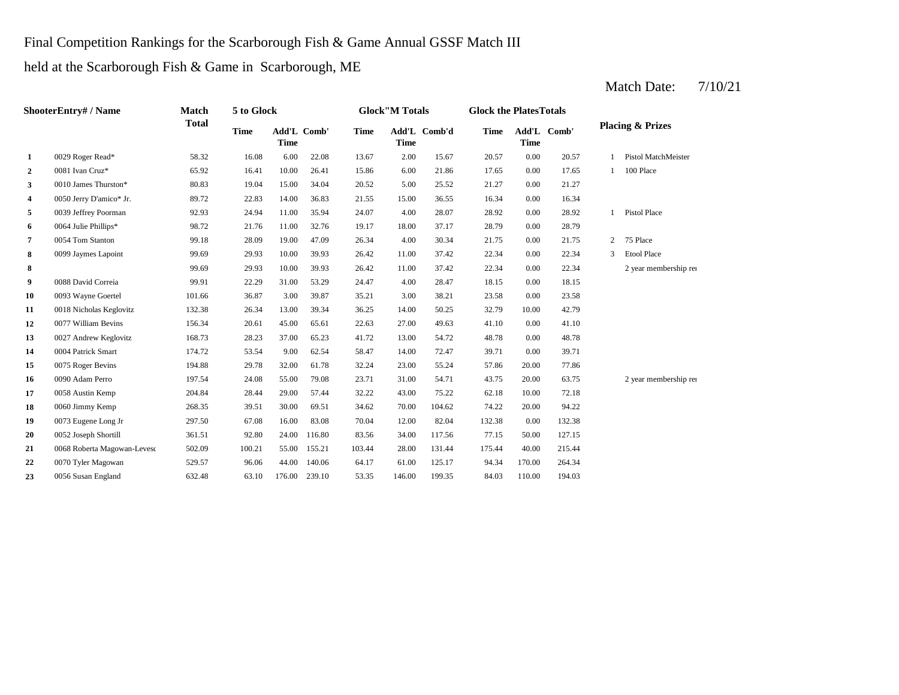Final Competition Rankings for the Scarborough Fish & Game Annual GSSF Match III

held at the Scarborough Fish & Game in Scarborough, ME

Match Date: 7/10/21

| | ShooterEntry# / Name | Match Total | 5 to Glock | | | Glock"M Totals | | | Glock the PlatesTotals | | | Placing & Prizes | |
|---|---|---|---|---|---|---|---|---|---|---|---|---|---|
| | | | Time | Add'L Time | Comb' | Time | Add'L Time | Comb'd | Time | Add'L Time | Comb' | | |
| **1** | 0029 Roger Read* | 58.32 | 16.08 | 6.00 | 22.08 | 13.67 | 2.00 | 15.67 | 20.57 | 0.00 | 20.57 | 1 | Pistol MatchMeister |
| **2** | 0081 Ivan Cruz* | 65.92 | 16.41 | 10.00 | 26.41 | 15.86 | 6.00 | 21.86 | 17.65 | 0.00 | 17.65 | 1 | 100 Place |
| **3** | 0010 James Thurston* | 80.83 | 19.04 | 15.00 | 34.04 | 20.52 | 5.00 | 25.52 | 21.27 | 0.00 | 21.27 | | |
| **4** | 0050 Jerry D'amico* Jr. | 89.72 | 22.83 | 14.00 | 36.83 | 21.55 | 15.00 | 36.55 | 16.34 | 0.00 | 16.34 | | |
| **5** | 0039 Jeffrey Poorman | 92.93 | 24.94 | 11.00 | 35.94 | 24.07 | 4.00 | 28.07 | 28.92 | 0.00 | 28.92 | 1 | Pistol Place |
| **6** | 0064 Julie Phillips* | 98.72 | 21.76 | 11.00 | 32.76 | 19.17 | 18.00 | 37.17 | 28.79 | 0.00 | 28.79 | | |
| **7** | 0054 Tom Stanton | 99.18 | 28.09 | 19.00 | 47.09 | 26.34 | 4.00 | 30.34 | 21.75 | 0.00 | 21.75 | 2 | 75 Place |
| **8** | 0099 Jaymes Lapoint | 99.69 | 29.93 | 10.00 | 39.93 | 26.42 | 11.00 | 37.42 | 22.34 | 0.00 | 22.34 | 3 | Etool Place |
| **8** | | 99.69 | 29.93 | 10.00 | 39.93 | 26.42 | 11.00 | 37.42 | 22.34 | 0.00 | 22.34 | | 2 year membership rei |
| **9** | 0088 David Correia | 99.91 | 22.29 | 31.00 | 53.29 | 24.47 | 4.00 | 28.47 | 18.15 | 0.00 | 18.15 | | |
| **10** | 0093 Wayne Goertel | 101.66 | 36.87 | 3.00 | 39.87 | 35.21 | 3.00 | 38.21 | 23.58 | 0.00 | 23.58 | | |
| **11** | 0018 Nicholas Keglovitz | 132.38 | 26.34 | 13.00 | 39.34 | 36.25 | 14.00 | 50.25 | 32.79 | 10.00 | 42.79 | | |
| **12** | 0077 William Bevins | 156.34 | 20.61 | 45.00 | 65.61 | 22.63 | 27.00 | 49.63 | 41.10 | 0.00 | 41.10 | | |
| **13** | 0027 Andrew Keglovitz | 168.73 | 28.23 | 37.00 | 65.23 | 41.72 | 13.00 | 54.72 | 48.78 | 0.00 | 48.78 | | |
| **14** | 0004 Patrick Smart | 174.72 | 53.54 | 9.00 | 62.54 | 58.47 | 14.00 | 72.47 | 39.71 | 0.00 | 39.71 | | |
| **15** | 0075 Roger Bevins | 194.88 | 29.78 | 32.00 | 61.78 | 32.24 | 23.00 | 55.24 | 57.86 | 20.00 | 77.86 | | |
| **16** | 0090 Adam Perro | 197.54 | 24.08 | 55.00 | 79.08 | 23.71 | 31.00 | 54.71 | 43.75 | 20.00 | 63.75 | | 2 year membership rei |
| **17** | 0058 Austin Kemp | 204.84 | 28.44 | 29.00 | 57.44 | 32.22 | 43.00 | 75.22 | 62.18 | 10.00 | 72.18 | | |
| **18** | 0060 Jimmy Kemp | 268.35 | 39.51 | 30.00 | 69.51 | 34.62 | 70.00 | 104.62 | 74.22 | 20.00 | 94.22 | | |
| **19** | 0073 Eugene Long Jr | 297.50 | 67.08 | 16.00 | 83.08 | 70.04 | 12.00 | 82.04 | 132.38 | 0.00 | 132.38 | | |
| **20** | 0052 Joseph Shortill | 361.51 | 92.80 | 24.00 | 116.80 | 83.56 | 34.00 | 117.56 | 77.15 | 50.00 | 127.15 | | |
| **21** | 0068 Roberta Magowan-Levesc | 502.09 | 100.21 | 55.00 | 155.21 | 103.44 | 28.00 | 131.44 | 175.44 | 40.00 | 215.44 | | |
| **22** | 0070 Tyler Magowan | 529.57 | 96.06 | 44.00 | 140.06 | 64.17 | 61.00 | 125.17 | 94.34 | 170.00 | 264.34 | | |
| **23** | 0056 Susan England | 632.48 | 63.10 | 176.00 | 239.10 | 53.35 | 146.00 | 199.35 | 84.03 | 110.00 | 194.03 | | |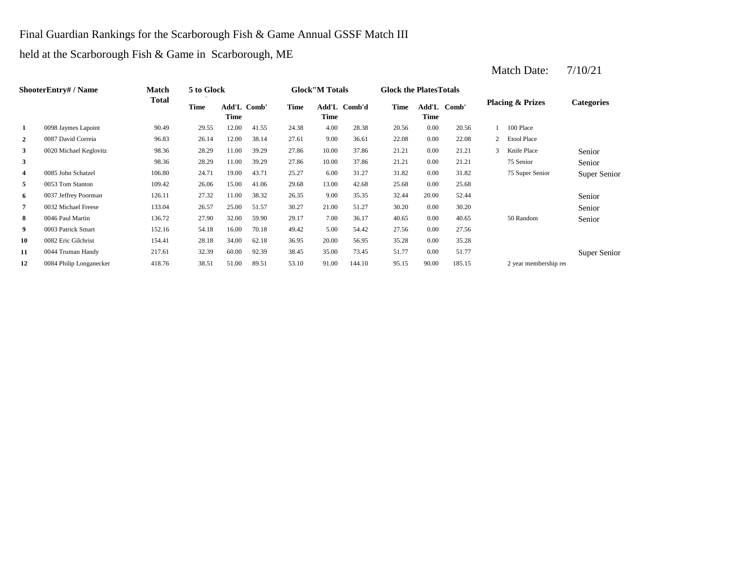Final Guardian Rankings for the Scarborough Fish & Game Annual GSSF Match III

held at the Scarborough Fish & Game in Scarborough, ME

Match Date: 7/10/21

| Shooter | Entry# / Name | Match Total | 5 to Glock Time | Add'L Time | Comb' | Glock"M Totals Time | Add'L Time | Comb'd | Glock the Plates Totals Time | Add'L Time | Comb' | Placing & Prizes | | Categories |
|---|---|---|---|---|---|---|---|---|---|---|---|---|---|---|
| 1 | 0098 Jaymes Lapoint | 90.49 | 29.55 | 12.00 | 41.55 | 24.38 | 4.00 | 28.38 | 20.56 | 0.00 | 20.56 | 1 | 100 Place | |
| 2 | 0087 David Correia | 96.83 | 26.14 | 12.00 | 38.14 | 27.61 | 9.00 | 36.61 | 22.08 | 0.00 | 22.08 | 2 | Etool Place | |
| 3 | 0020 Michael Keglovitz | 98.36 | 28.29 | 11.00 | 39.29 | 27.86 | 10.00 | 37.86 | 21.21 | 0.00 | 21.21 | 3 | Knife Place | Senior |
| 3 | | 98.36 | 28.29 | 11.00 | 39.29 | 27.86 | 10.00 | 37.86 | 21.21 | 0.00 | 21.21 | | 75 Senior | Senior |
| 4 | 0085 John Schatzel | 106.80 | 24.71 | 19.00 | 43.71 | 25.27 | 6.00 | 31.27 | 31.82 | 0.00 | 31.82 | | 75 Super Senior | Super Senior |
| 5 | 0053 Tom Stanton | 109.42 | 26.06 | 15.00 | 41.06 | 29.68 | 13.00 | 42.68 | 25.68 | 0.00 | 25.68 | | | |
| 6 | 0037 Jeffrey Poorman | 126.11 | 27.32 | 11.00 | 38.32 | 26.35 | 9.00 | 35.35 | 32.44 | 20.00 | 52.44 | | | Senior |
| 7 | 0032 Michael Freese | 133.04 | 26.57 | 25.00 | 51.57 | 30.27 | 21.00 | 51.27 | 30.20 | 0.00 | 30.20 | | | Senior |
| 8 | 0046 Paul Martin | 136.72 | 27.90 | 32.00 | 59.90 | 29.17 | 7.00 | 36.17 | 40.65 | 0.00 | 40.65 | | 50 Random | Senior |
| 9 | 0003 Patrick Smart | 152.16 | 54.18 | 16.00 | 70.18 | 49.42 | 5.00 | 54.42 | 27.56 | 0.00 | 27.56 | | | |
| 10 | 0082 Eric Gilchrist | 154.41 | 28.18 | 34.00 | 62.18 | 36.95 | 20.00 | 56.95 | 35.28 | 0.00 | 35.28 | | | |
| 11 | 0044 Truman Handy | 217.61 | 32.39 | 60.00 | 92.39 | 38.45 | 35.00 | 73.45 | 51.77 | 0.00 | 51.77 | | | Super Senior |
| 12 | 0084 Philip Longanecker | 418.76 | 38.51 | 51.00 | 89.51 | 53.10 | 91.00 | 144.10 | 95.15 | 90.00 | 185.15 | | 2 year membership re | |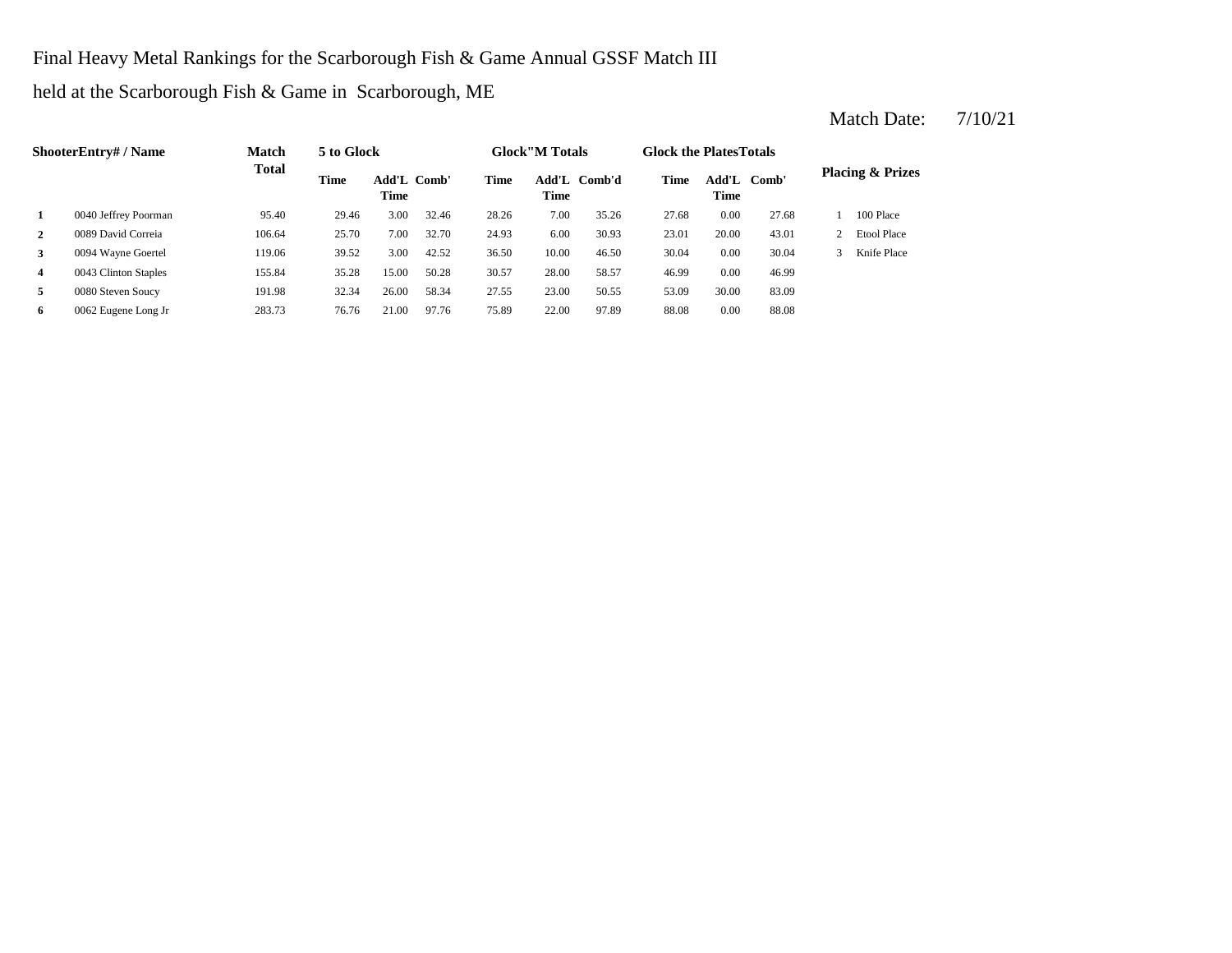Final Heavy Metal Rankings for the Scarborough Fish & Game Annual GSSF Match III

held at the Scarborough Fish & Game in Scarborough, ME

Match Date: 7/10/21

| Shooter | Entry# / Name | Match Total | 5 to Glock | | | Glock"M Totals | | | Glock the Plates Totals | | | Placing & Prizes | |
|---|---|---|---|---|---|---|---|---|---|---|---|---|---|
| | | | Time | Add'L Time | Comb' | Time | Add'L Time | Comb'd | Time | Add'L Time | Comb' | | |
| **1** | 0040 Jeffrey Poorman | 95.40 | 29.46 | 3.00 | 32.46 | 28.26 | 7.00 | 35.26 | 27.68 | 0.00 | 27.68 | 1 | 100 Place |
| **2** | 0089 David Correia | 106.64 | 25.70 | 7.00 | 32.70 | 24.93 | 6.00 | 30.93 | 23.01 | 20.00 | 43.01 | 2 | Etool Place |
| **3** | 0094 Wayne Goertel | 119.06 | 39.52 | 3.00 | 42.52 | 36.50 | 10.00 | 46.50 | 30.04 | 0.00 | 30.04 | 3 | Knife Place |
| **4** | 0043 Clinton Staples | 155.84 | 35.28 | 15.00 | 50.28 | 30.57 | 28.00 | 58.57 | 46.99 | 0.00 | 46.99 | | |
| **5** | 0080 Steven Soucy | 191.98 | 32.34 | 26.00 | 58.34 | 27.55 | 23.00 | 50.55 | 53.09 | 30.00 | 83.09 | | |
| **6** | 0062 Eugene Long Jr | 283.73 | 76.76 | 21.00 | 97.76 | 75.89 | 22.00 | 97.89 | 88.08 | 0.00 | 88.08 | | |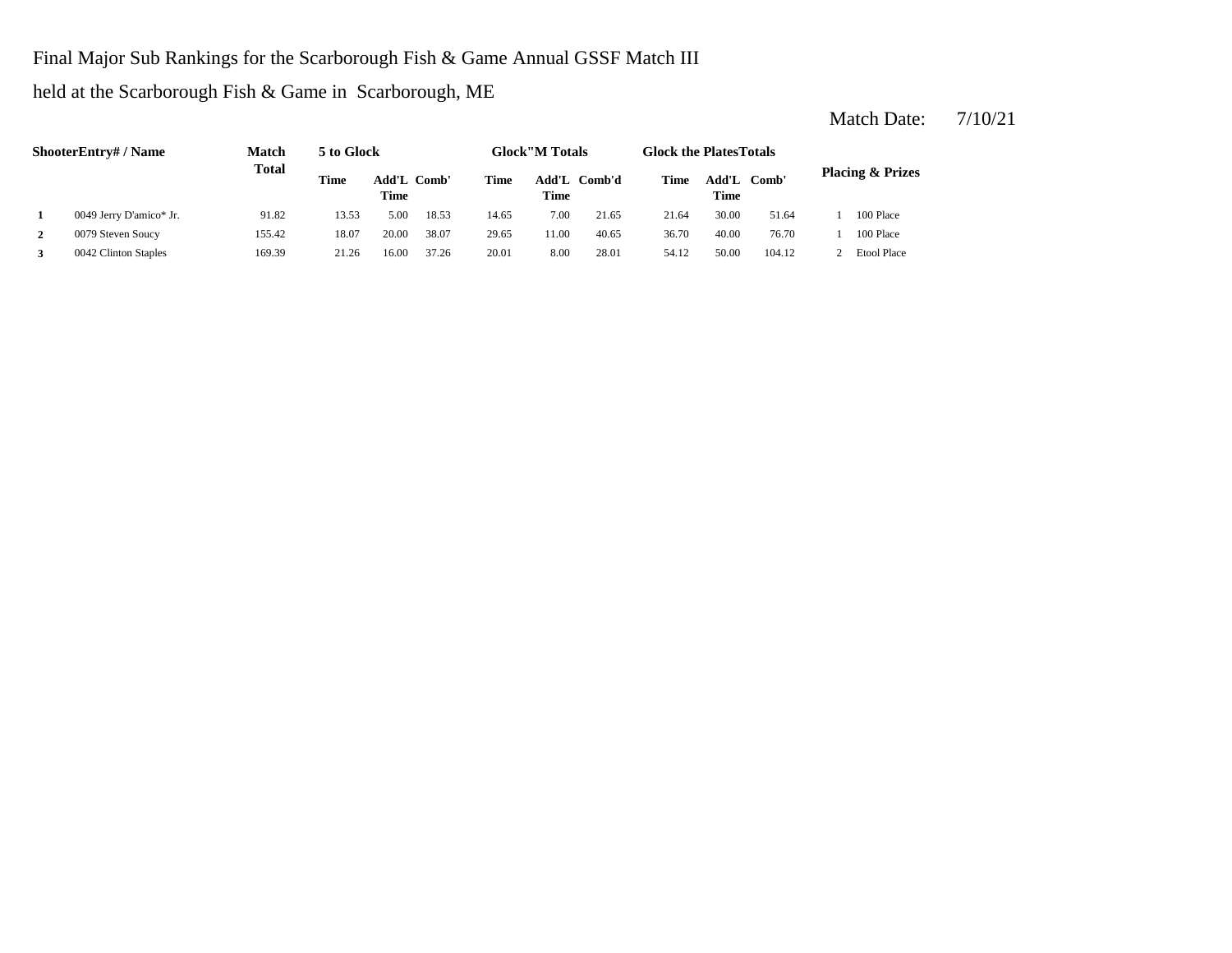Final Major Sub Rankings for the Scarborough Fish & Game Annual GSSF Match III

held at the Scarborough Fish & Game in Scarborough, ME

Match Date: 7/10/21

| Shooter | Entry# / Name | Match Total | 5 to Glock | | | Glock"M Totals | | | Glock the Plates Totals | | | Placing & Prizes | |
|---|---|---|---|---|---|---|---|---|---|---|---|---|---|
| | | | Time | Add'L Time | Comb' | Time | Add'L Time | Comb'd | Time | Add'L Time | Comb' | | |
| 1 | 0049 Jerry D'amico* Jr. | 91.82 | 13.53 | 5.00 | 18.53 | 14.65 | 7.00 | 21.65 | 21.64 | 30.00 | 51.64 | 1 | 100 Place |
| 2 | 0079 Steven Soucy | 155.42 | 18.07 | 20.00 | 38.07 | 29.65 | 11.00 | 40.65 | 36.70 | 40.00 | 76.70 | 1 | 100 Place |
| 3 | 0042 Clinton Staples | 169.39 | 21.26 | 16.00 | 37.26 | 20.01 | 8.00 | 28.01 | 54.12 | 50.00 | 104.12 | 2 | Etool Place |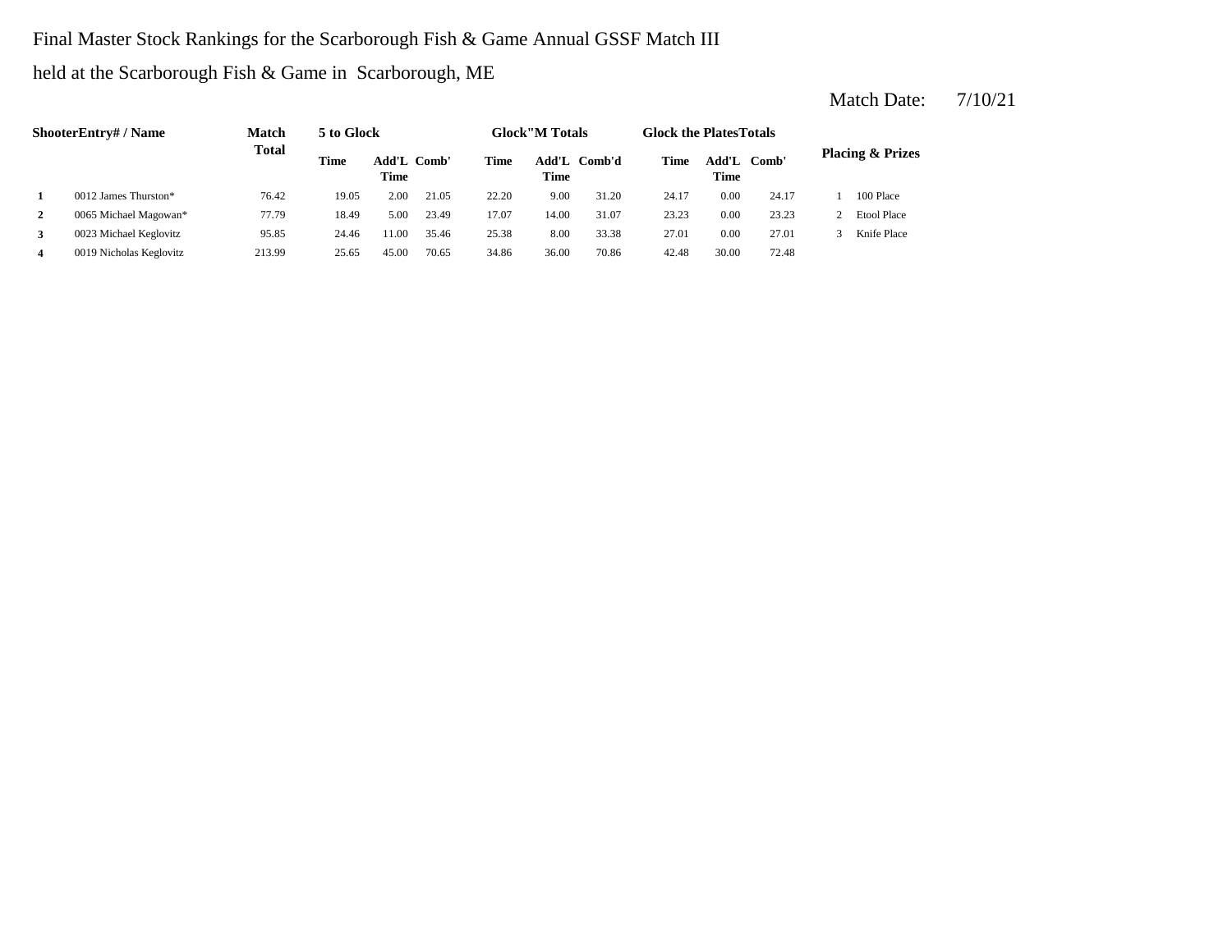Final Master Stock Rankings for the Scarborough Fish & Game Annual GSSF Match III

held at the Scarborough Fish & Game in Scarborough, ME

Match Date: 7/10/21

| Shooter | Entry# / Name | Match Total | 5 to Glock | | | Glock"M Totals | | | Glock the Plates Totals | | | Placing & Prizes | |
|---|---|---|---|---|---|---|---|---|---|---|---|---|---|
| | | | Time | Add'L Time | Comb' | Time | Add'L Time | Comb'd | Time | Add'L Time | Comb' | | |
| 1 | 0012 James Thurston* | 76.42 | 19.05 | 2.00 | 21.05 | 22.20 | 9.00 | 31.20 | 24.17 | 0.00 | 24.17 | 1 | 100 Place |
| 2 | 0065 Michael Magowan* | 77.79 | 18.49 | 5.00 | 23.49 | 17.07 | 14.00 | 31.07 | 23.23 | 0.00 | 23.23 | 2 | Etool Place |
| 3 | 0023 Michael Keglovitz | 95.85 | 24.46 | 11.00 | 35.46 | 25.38 | 8.00 | 33.38 | 27.01 | 0.00 | 27.01 | 3 | Knife Place |
| 4 | 0019 Nicholas Keglovitz | 213.99 | 25.65 | 45.00 | 70.65 | 34.86 | 36.00 | 70.86 | 42.48 | 30.00 | 72.48 | | |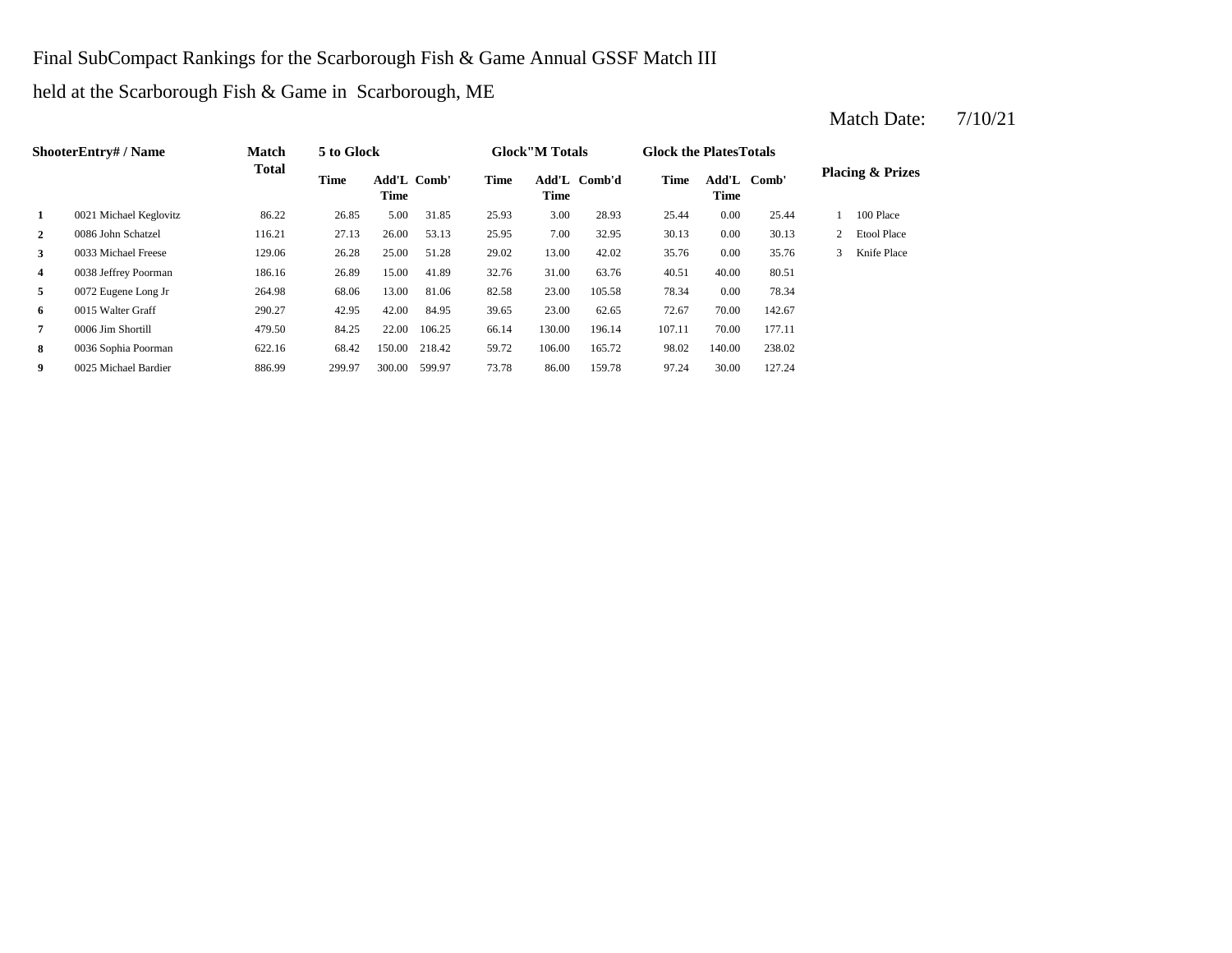Final SubCompact Rankings for the Scarborough Fish & Game Annual GSSF Match III

held at the Scarborough Fish & Game in Scarborough, ME

Match Date: 7/10/21

| Shooter | Entry# / Name | Match Total | 5 to Glock | | | Glock"M Totals | | | Glock the Plates Totals | | | Placing & Prizes | |
|---|---|---|---|---|---|---|---|---|---|---|---|---|---|
| | | | Time | Add'L Time | Comb' | Time | Add'L Time | Comb'd | Time | Add'L Time | Comb' | | |
| **1** | 0021 Michael Keglovitz | 86.22 | 26.85 | 5.00 | 31.85 | 25.93 | 3.00 | 28.93 | 25.44 | 0.00 | 25.44 | 1 | 100 Place |
| **2** | 0086 John Schatzel | 116.21 | 27.13 | 26.00 | 53.13 | 25.95 | 7.00 | 32.95 | 30.13 | 0.00 | 30.13 | 2 | Etool Place |
| **3** | 0033 Michael Freese | 129.06 | 26.28 | 25.00 | 51.28 | 29.02 | 13.00 | 42.02 | 35.76 | 0.00 | 35.76 | 3 | Knife Place |
| **4** | 0038 Jeffrey Poorman | 186.16 | 26.89 | 15.00 | 41.89 | 32.76 | 31.00 | 63.76 | 40.51 | 40.00 | 80.51 | | |
| **5** | 0072 Eugene Long Jr | 264.98 | 68.06 | 13.00 | 81.06 | 82.58 | 23.00 | 105.58 | 78.34 | 0.00 | 78.34 | | |
| **6** | 0015 Walter Graff | 290.27 | 42.95 | 42.00 | 84.95 | 39.65 | 23.00 | 62.65 | 72.67 | 70.00 | 142.67 | | |
| **7** | 0006 Jim Shortill | 479.50 | 84.25 | 22.00 | 106.25 | 66.14 | 130.00 | 196.14 | 107.11 | 70.00 | 177.11 | | |
| **8** | 0036 Sophia Poorman | 622.16 | 68.42 | 150.00 | 218.42 | 59.72 | 106.00 | 165.72 | 98.02 | 140.00 | 238.02 | | |
| **9** | 0025 Michael Bardier | 886.99 | 299.97 | 300.00 | 599.97 | 73.78 | 86.00 | 159.78 | 97.24 | 30.00 | 127.24 | | |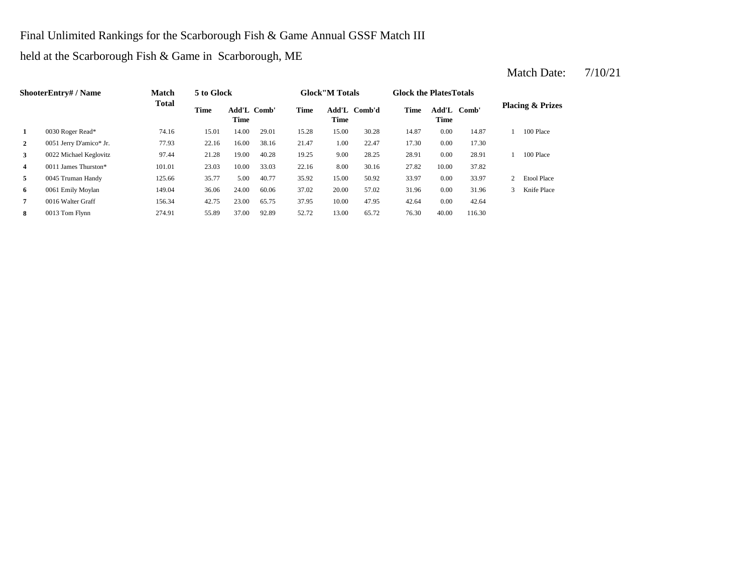Final Unlimited Rankings for the Scarborough Fish & Game Annual GSSF Match III

held at the Scarborough Fish & Game in Scarborough, ME

Match Date: 7/10/21

| ShooterEntry# / Name | | Match Total | 5 to Glock | | | Glock"M Totals | | | Glock the PlatesTotals | | | Placing & Prizes | |
|---|---|---|---|---|---|---|---|---|---|---|---|---|---|
| | | | Time | Add'L Time | Comb' | Time | Add'L Time | Comb'd | Time | Add'L Time | Comb' | | |
| 1 | 0030 Roger Read* | 74.16 | 15.01 | 14.00 | 29.01 | 15.28 | 15.00 | 30.28 | 14.87 | 0.00 | 14.87 | 1 | 100 Place |
| 2 | 0051 Jerry D'amico* Jr. | 77.93 | 22.16 | 16.00 | 38.16 | 21.47 | 1.00 | 22.47 | 17.30 | 0.00 | 17.30 | | |
| 3 | 0022 Michael Keglovitz | 97.44 | 21.28 | 19.00 | 40.28 | 19.25 | 9.00 | 28.25 | 28.91 | 0.00 | 28.91 | 1 | 100 Place |
| 4 | 0011 James Thurston* | 101.01 | 23.03 | 10.00 | 33.03 | 22.16 | 8.00 | 30.16 | 27.82 | 10.00 | 37.82 | | |
| 5 | 0045 Truman Handy | 125.66 | 35.77 | 5.00 | 40.77 | 35.92 | 15.00 | 50.92 | 33.97 | 0.00 | 33.97 | 2 | Etool Place |
| 6 | 0061 Emily Moylan | 149.04 | 36.06 | 24.00 | 60.06 | 37.02 | 20.00 | 57.02 | 31.96 | 0.00 | 31.96 | 3 | Knife Place |
| 7 | 0016 Walter Graff | 156.34 | 42.75 | 23.00 | 65.75 | 37.95 | 10.00 | 47.95 | 42.64 | 0.00 | 42.64 | | |
| 8 | 0013 Tom Flynn | 274.91 | 55.89 | 37.00 | 92.89 | 52.72 | 13.00 | 65.72 | 76.30 | 40.00 | 116.30 | | |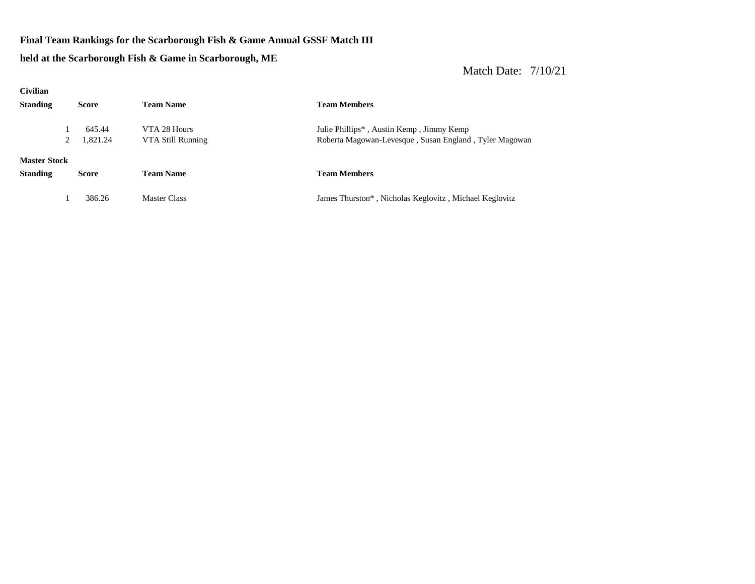**Final Team Rankings for the Scarborough Fish & Game Annual GSSF Match III**

**held at the Scarborough Fish & Game in Scarborough, ME**

Match Date: 7/10/21

**Civilian**

| Standing | Score | Team Name | Team Members |
|---|---|---|---|
| 1 | 645.44 | VTA 28 Hours | Julie Phillips* , Austin Kemp , Jimmy Kemp |
| 2 | 1,821.24 | VTA Still Running | Roberta Magowan-Levesque , Susan England , Tyler Magowan |

**Master Stock**

| Standing | Score | Team Name | Team Members |
|---|---|---|---|
| 1 | 386.26 | Master Class | James Thurston* , Nicholas Keglovitz , Michael Keglovitz |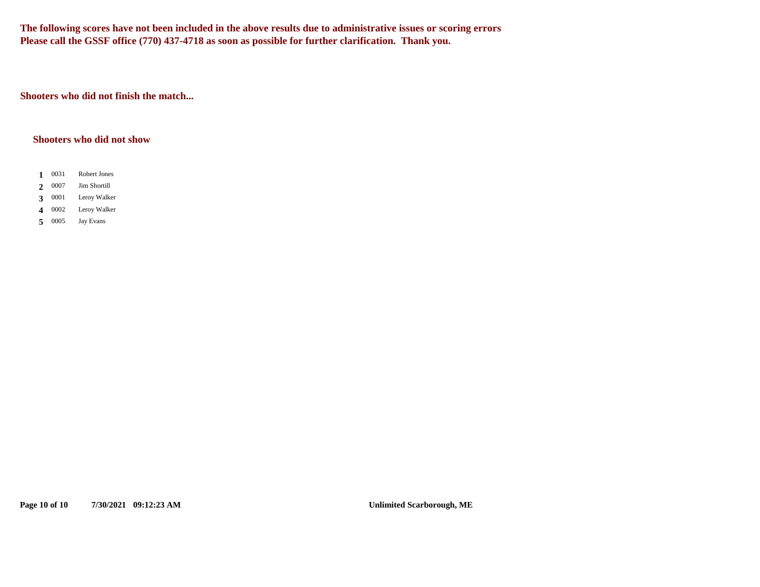**The following scores have not been included in the above results due to administrative issues or scoring errors**
**Please call the GSSF office (770) 437-4718 as soon as possible for further clarification. Thank you.**

**Shooters who did not finish the match...**

**Shooters who did not show**

| | | |
|---|---|---|
| **1** | 0031 | Robert Jones |
| **2** | 0007 | Jim Shortill |
| **3** | 0001 | Leroy Walker |
| **4** | 0002 | Leroy Walker |
| **5** | 0005 | Jay Evans |